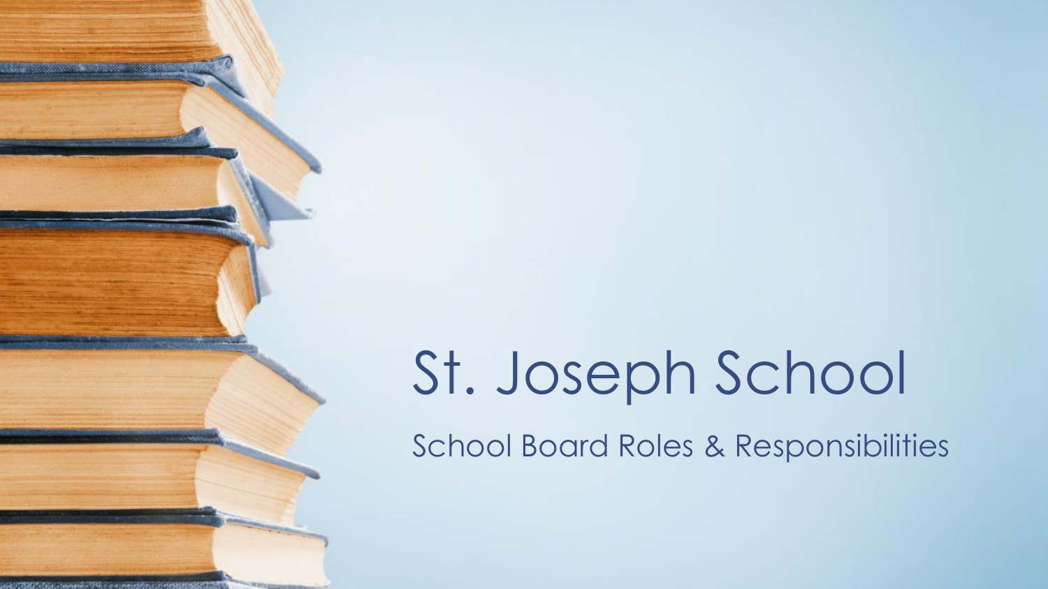# St. Joseph School

## School Board Roles & Responsibilities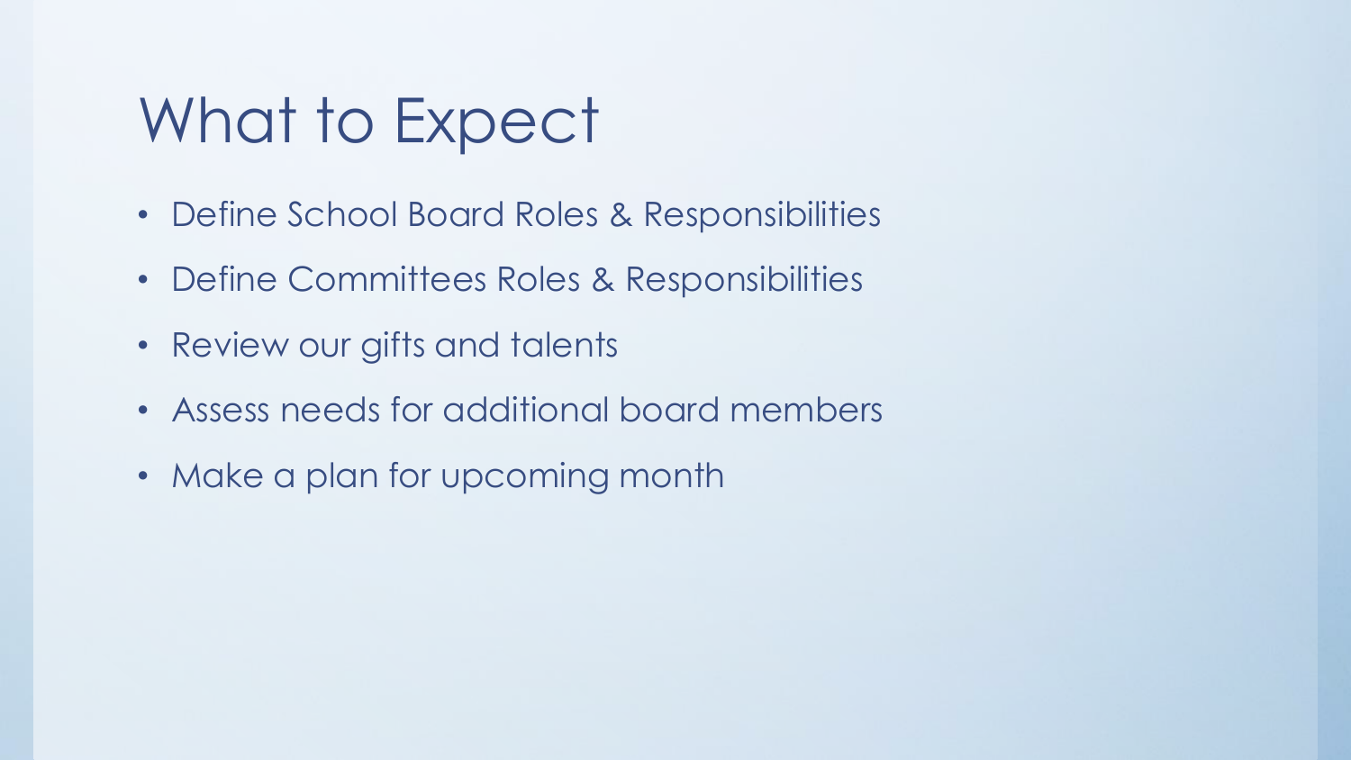# What to Expect

- Define School Board Roles & Responsibilities
- Define Committees Roles & Responsibilities
- Review our gifts and talents
- Assess needs for additional board members
- Make a plan for upcoming month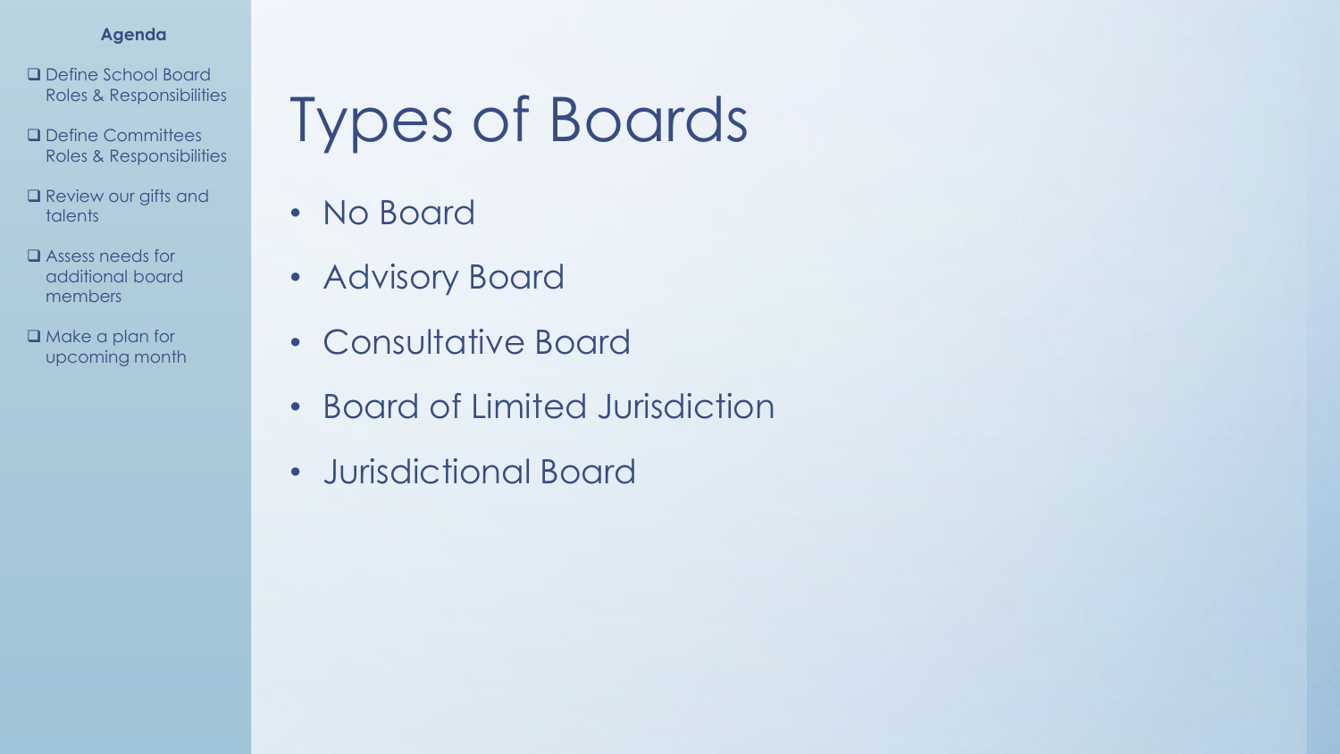**Agenda**

- ❑ Define School Board Roles & Responsibilities
- ❑ Define Committees Roles & Responsibilities
- ❑ Review our gifts and talents
- ❑ Assess needs for additional board members
- ❑ Make a plan for upcoming month

# Types of Boards

- No Board
- Advisory Board
- Consultative Board
- Board of Limited Jurisdiction
- Jurisdictional Board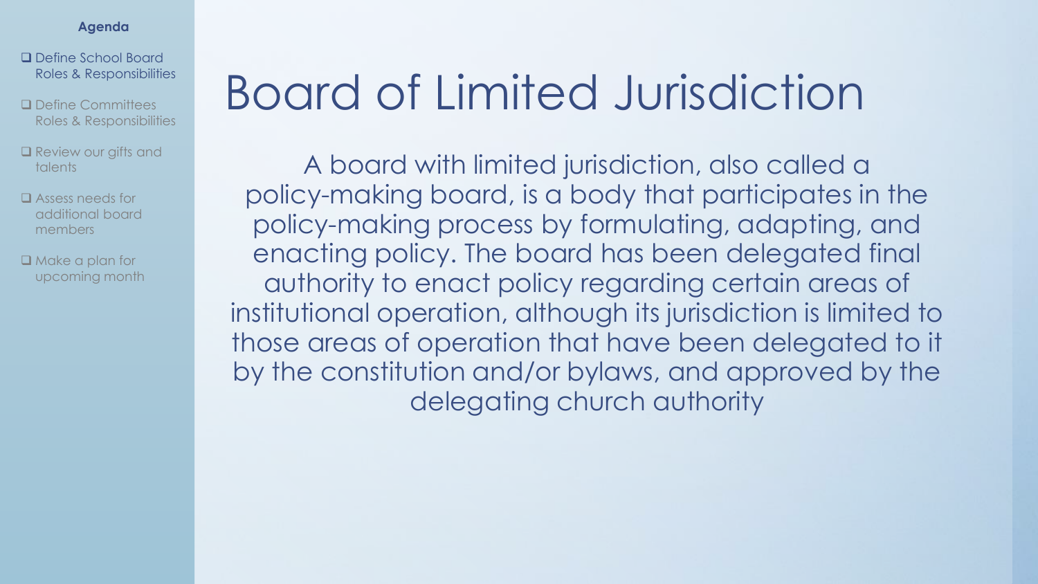**Agenda**

- ❑ Define School Board Roles & Responsibilities
- ❑ Define Committees Roles & Responsibilities
- ❑ Review our gifts and talents
- ❑ Assess needs for additional board members
- ❑ Make a plan for upcoming month

# Board of Limited Jurisdiction

A board with limited jurisdiction, also called a policy-making board, is a body that participates in the policy-making process by formulating, adapting, and enacting policy. The board has been delegated final authority to enact policy regarding certain areas of institutional operation, although its jurisdiction is limited to those areas of operation that have been delegated to it by the constitution and/or bylaws, and approved by the delegating church authority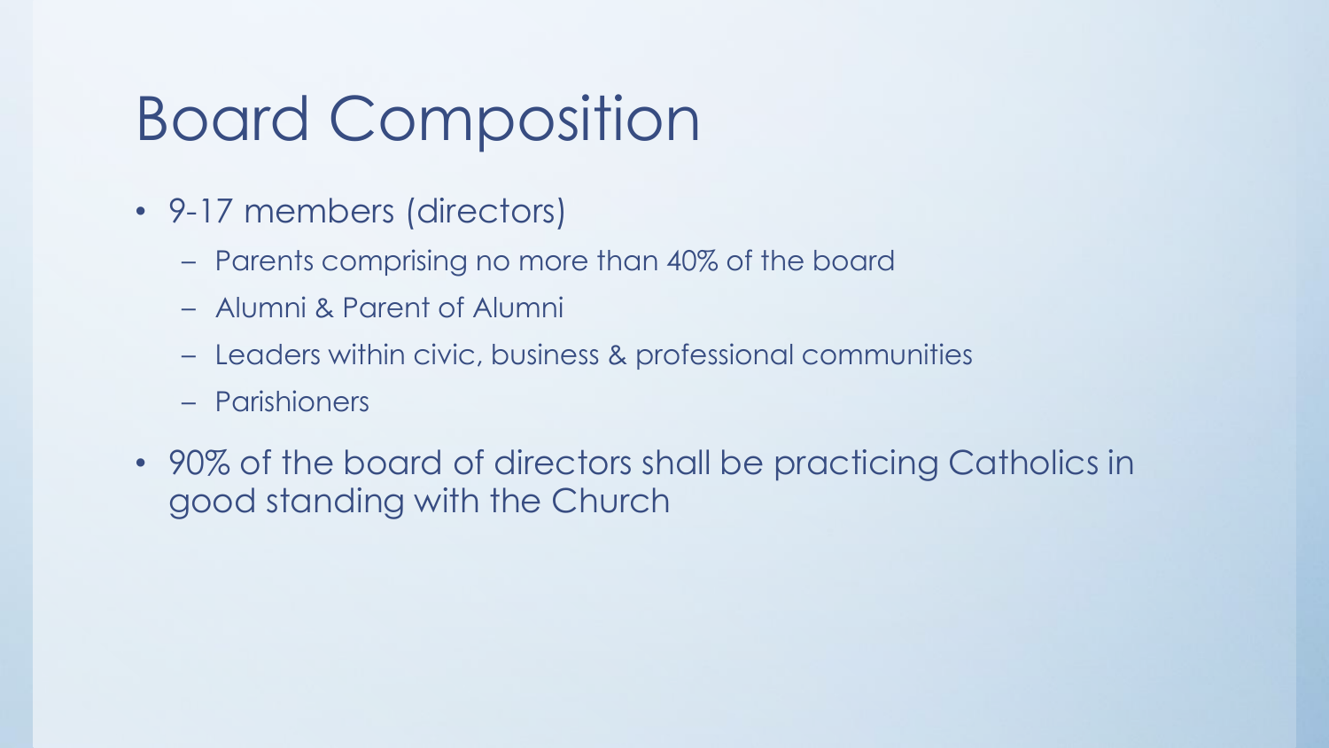# Board Composition

- 9-17 members (directors)
  - Parents comprising no more than 40% of the board
  - Alumni & Parent of Alumni
  - Leaders within civic, business & professional communities
  - Parishioners
- 90% of the board of directors shall be practicing Catholics in good standing with the Church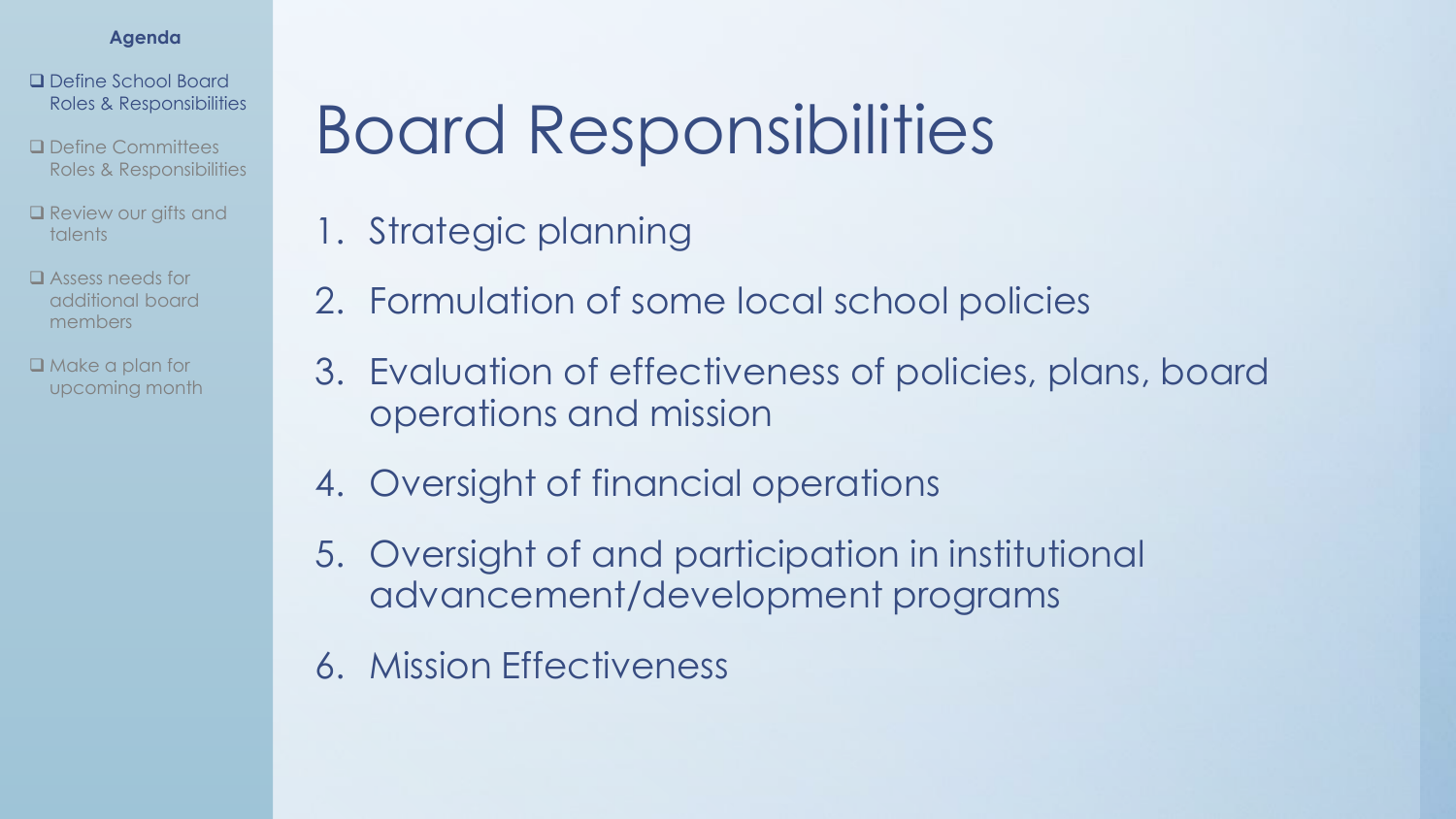**Agenda**

- ❑ Define School Board Roles & Responsibilities
- ❑ Define Committees Roles & Responsibilities
- ❑ Review our gifts and talents
- ❑ Assess needs for additional board members
- ❑ Make a plan for upcoming month

# Board Responsibilities

1. Strategic planning
2. Formulation of some local school policies
3. Evaluation of effectiveness of policies, plans, board operations and mission
4. Oversight of financial operations
5. Oversight of and participation in institutional advancement/development programs
6. Mission Effectiveness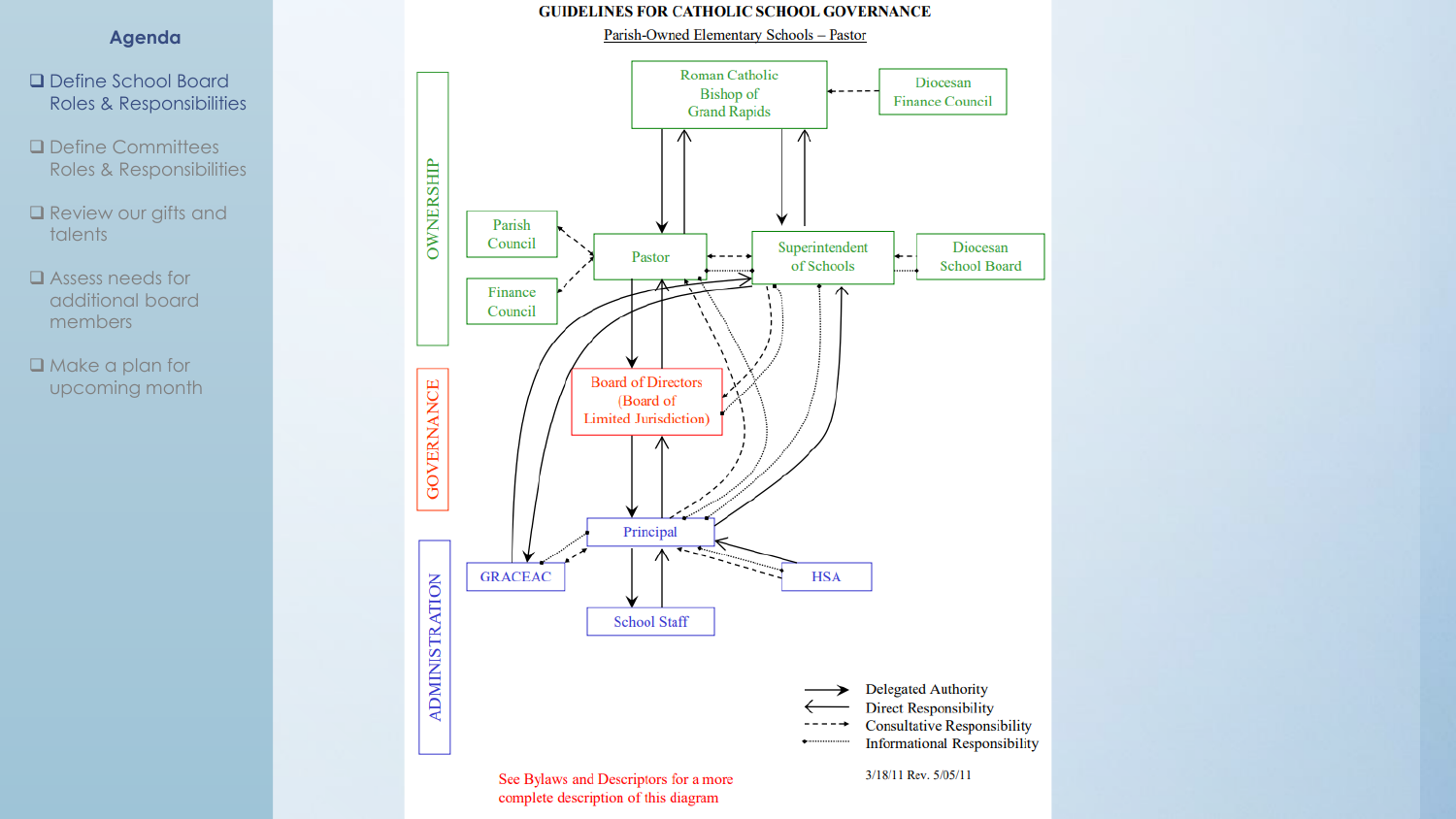## Agenda

- ❑ Define School Board Roles & Responsibilities
- ❑ Define Committees Roles & Responsibilities
- ❑ Review our gifts and talents
- ❑ Assess needs for additional board members
- ❑ Make a plan for upcoming month

# GUIDELINES FOR CATHOLIC SCHOOL GOVERNANCE

Parish-Owned Elementary Schools – Pastor

OWNERSHIP

- Roman Catholic Bishop of Grand Rapids
- Diocesan Finance Council
- Parish Council
- Finance Council
- Pastor
- Superintendent of Schools
- Diocesan School Board

GOVERNANCE

- Board of Directors (Board of Limited Jurisdiction)

ADMINISTRATION

- Principal
- GRACEAC
- HSA
- School Staff

Legend:

- → Delegated Authority
- ← Direct Responsibility
- - - → Consultative Responsibility
- ······ Informational Responsibility

See Bylaws and Descriptors for a more complete description of this diagram

3/18/11 Rev. 5/05/11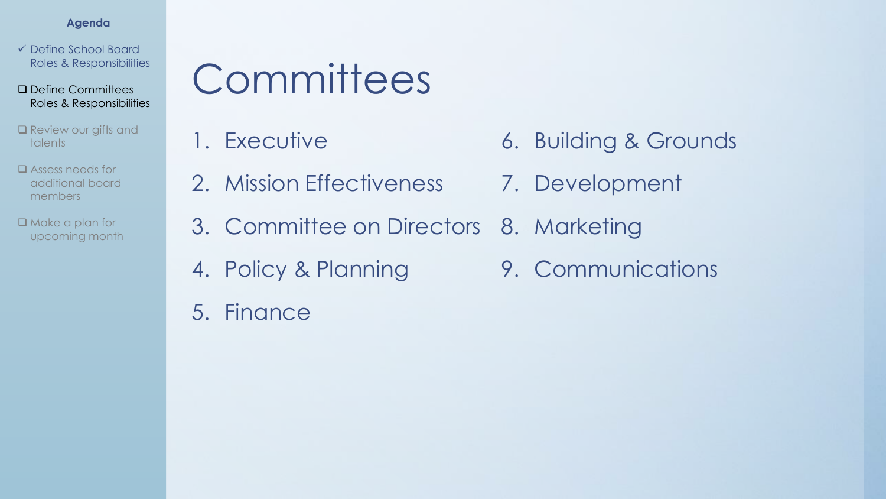**Agenda**

- ✓ Define School Board Roles & Responsibilities
- ❑ Define Committees Roles & Responsibilities
- ❑ Review our gifts and talents
- ❑ Assess needs for additional board members
- ❑ Make a plan for upcoming month

# Committees

1. Executive
2. Mission Effectiveness
3. Committee on Directors
4. Policy & Planning
5. Finance
6. Building & Grounds
7. Development
8. Marketing
9. Communications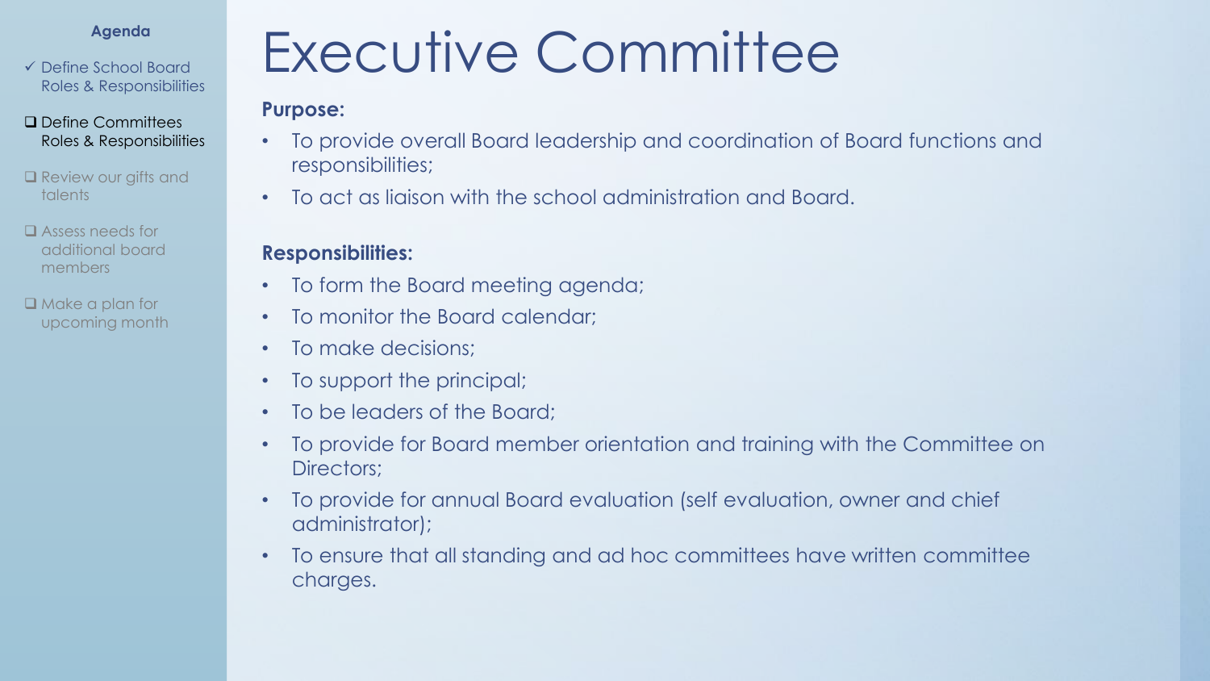**Agenda**

- ✓ Define School Board Roles & Responsibilities
- ❑ Define Committees Roles & Responsibilities
- ❑ Review our gifts and talents
- ❑ Assess needs for additional board members
- ❑ Make a plan for upcoming month

# Executive Committee

**Purpose:**

- To provide overall Board leadership and coordination of Board functions and responsibilities;
- To act as liaison with the school administration and Board.

**Responsibilities:**

- To form the Board meeting agenda;
- To monitor the Board calendar;
- To make decisions;
- To support the principal;
- To be leaders of the Board;
- To provide for Board member orientation and training with the Committee on Directors;
- To provide for annual Board evaluation (self evaluation, owner and chief administrator);
- To ensure that all standing and ad hoc committees have written committee charges.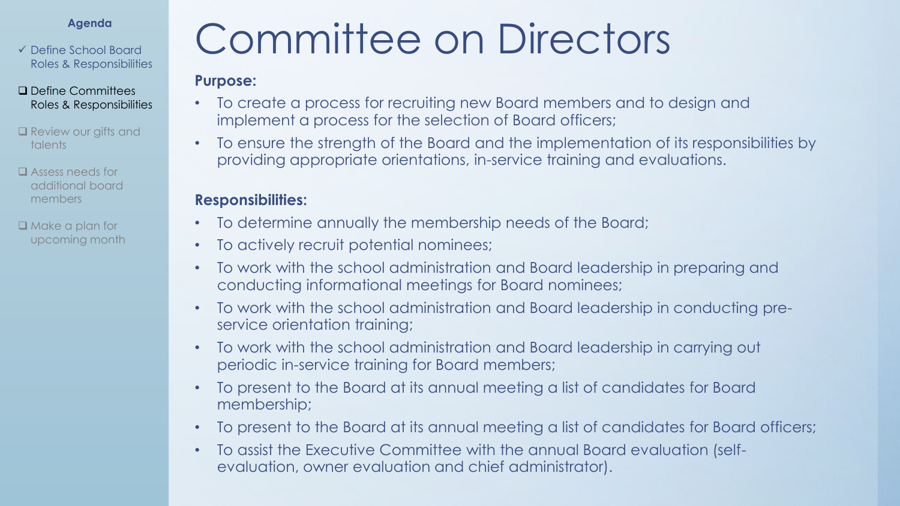**Agenda**

- ✓ Define School Board Roles & Responsibilities
- ❑ Define Committees Roles & Responsibilities
- ❑ Review our gifts and talents
- ❑ Assess needs for additional board members
- ❑ Make a plan for upcoming month

# Committee on Directors

**Purpose:**

- To create a process for recruiting new Board members and to design and implement a process for the selection of Board officers;
- To ensure the strength of the Board and the implementation of its responsibilities by providing appropriate orientations, in-service training and evaluations.

**Responsibilities:**

- To determine annually the membership needs of the Board;
- To actively recruit potential nominees;
- To work with the school administration and Board leadership in preparing and conducting informational meetings for Board nominees;
- To work with the school administration and Board leadership in conducting pre-service orientation training;
- To work with the school administration and Board leadership in carrying out periodic in-service training for Board members;
- To present to the Board at its annual meeting a list of candidates for Board membership;
- To present to the Board at its annual meeting a list of candidates for Board officers;
- To assist the Executive Committee with the annual Board evaluation (self-evaluation, owner evaluation and chief administrator).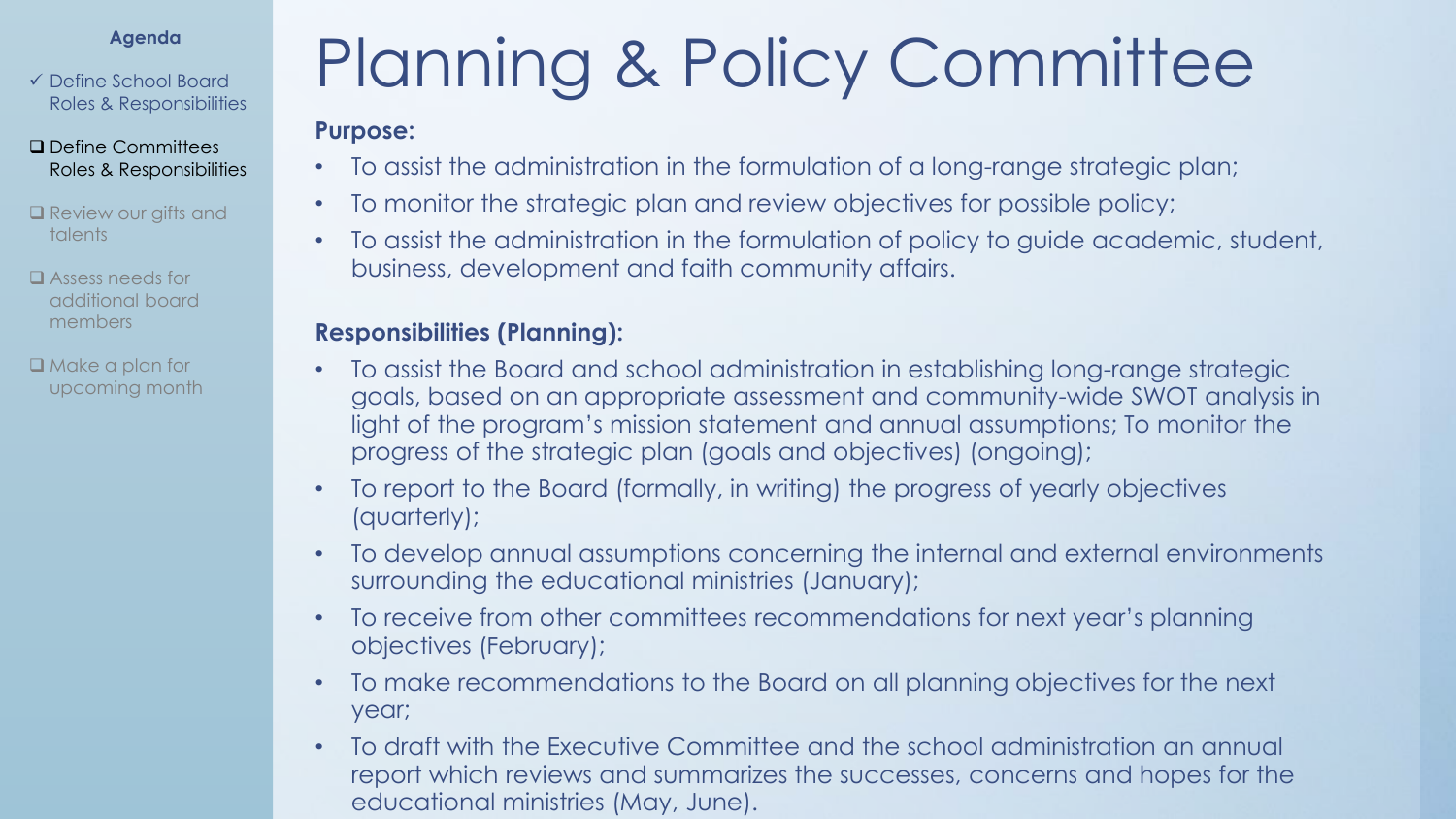**Agenda**

- ✓ Define School Board Roles & Responsibilities
- ❑ Define Committees Roles & Responsibilities
- ❑ Review our gifts and talents
- ❑ Assess needs for additional board members
- ❑ Make a plan for upcoming month

# Planning & Policy Committee

**Purpose:**

- To assist the administration in the formulation of a long-range strategic plan;
- To monitor the strategic plan and review objectives for possible policy;
- To assist the administration in the formulation of policy to guide academic, student, business, development and faith community affairs.

**Responsibilities (Planning):**

- To assist the Board and school administration in establishing long-range strategic goals, based on an appropriate assessment and community-wide SWOT analysis in light of the program's mission statement and annual assumptions; To monitor the progress of the strategic plan (goals and objectives) (ongoing);
- To report to the Board (formally, in writing) the progress of yearly objectives (quarterly);
- To develop annual assumptions concerning the internal and external environments surrounding the educational ministries (January);
- To receive from other committees recommendations for next year's planning objectives (February);
- To make recommendations to the Board on all planning objectives for the next year;
- To draft with the Executive Committee and the school administration an annual report which reviews and summarizes the successes, concerns and hopes for the educational ministries (May, June).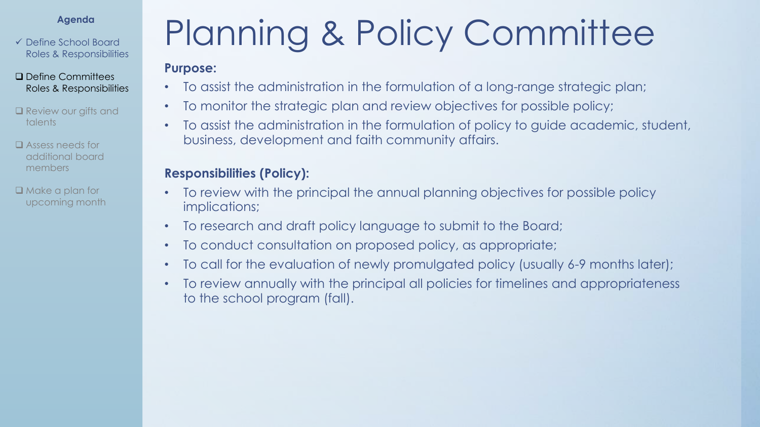**Agenda**

- ✓ Define School Board Roles & Responsibilities
- ❑ Define Committees Roles & Responsibilities
- ❑ Review our gifts and talents
- ❑ Assess needs for additional board members
- ❑ Make a plan for upcoming month

# Planning & Policy Committee

**Purpose:**

- To assist the administration in the formulation of a long-range strategic plan;
- To monitor the strategic plan and review objectives for possible policy;
- To assist the administration in the formulation of policy to guide academic, student, business, development and faith community affairs.

**Responsibilities (Policy):**

- To review with the principal the annual planning objectives for possible policy implications;
- To research and draft policy language to submit to the Board;
- To conduct consultation on proposed policy, as appropriate;
- To call for the evaluation of newly promulgated policy (usually 6-9 months later);
- To review annually with the principal all policies for timelines and appropriateness to the school program (fall).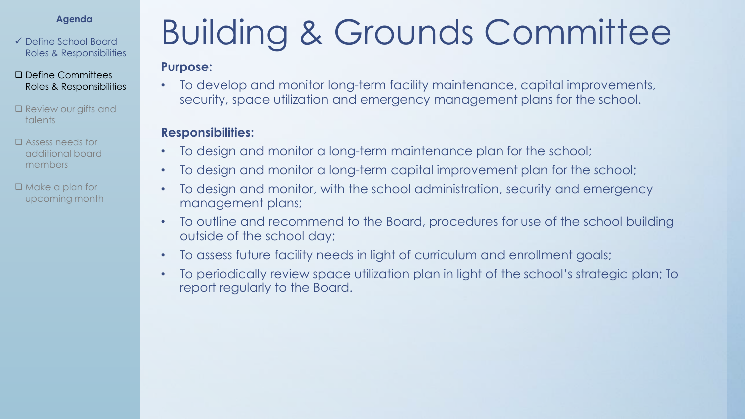**Agenda**

- ✓ Define School Board Roles & Responsibilities
- ❑ Define Committees Roles & Responsibilities
- ❑ Review our gifts and talents
- ❑ Assess needs for additional board members
- ❑ Make a plan for upcoming month

# Building & Grounds Committee

**Purpose:**

- To develop and monitor long-term facility maintenance, capital improvements, security, space utilization and emergency management plans for the school.

**Responsibilities:**

- To design and monitor a long-term maintenance plan for the school;
- To design and monitor a long-term capital improvement plan for the school;
- To design and monitor, with the school administration, security and emergency management plans;
- To outline and recommend to the Board, procedures for use of the school building outside of the school day;
- To assess future facility needs in light of curriculum and enrollment goals;
- To periodically review space utilization plan in light of the school's strategic plan; To report regularly to the Board.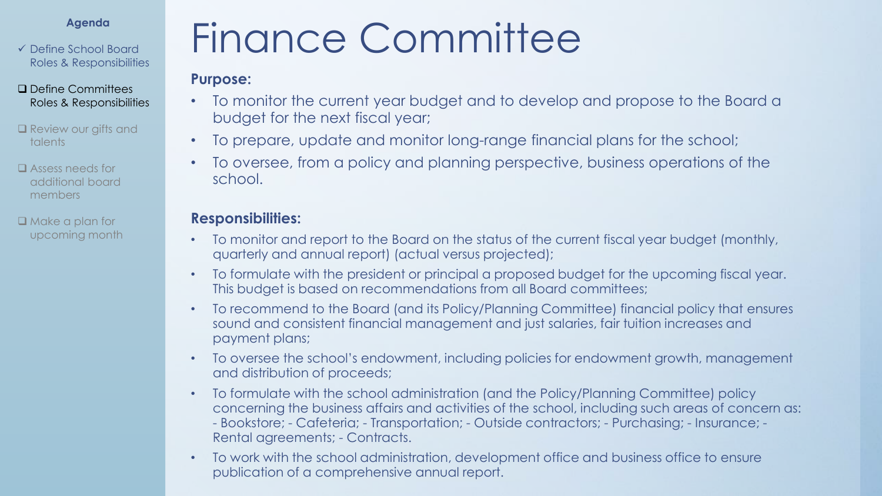**Agenda**

- ✓ Define School Board Roles & Responsibilities
- ❑ Define Committees Roles & Responsibilities
- ❑ Review our gifts and talents
- ❑ Assess needs for additional board members
- ❑ Make a plan for upcoming month

# Finance Committee

**Purpose:**

- To monitor the current year budget and to develop and propose to the Board a budget for the next fiscal year;
- To prepare, update and monitor long-range financial plans for the school;
- To oversee, from a policy and planning perspective, business operations of the school.

**Responsibilities:**

- To monitor and report to the Board on the status of the current fiscal year budget (monthly, quarterly and annual report) (actual versus projected);
- To formulate with the president or principal a proposed budget for the upcoming fiscal year. This budget is based on recommendations from all Board committees;
- To recommend to the Board (and its Policy/Planning Committee) financial policy that ensures sound and consistent financial management and just salaries, fair tuition increases and payment plans;
- To oversee the school's endowment, including policies for endowment growth, management and distribution of proceeds;
- To formulate with the school administration (and the Policy/Planning Committee) policy concerning the business affairs and activities of the school, including such areas of concern as: - Bookstore; - Cafeteria; - Transportation; - Outside contractors; - Purchasing; - Insurance; - Rental agreements; - Contracts.
- To work with the school administration, development office and business office to ensure publication of a comprehensive annual report.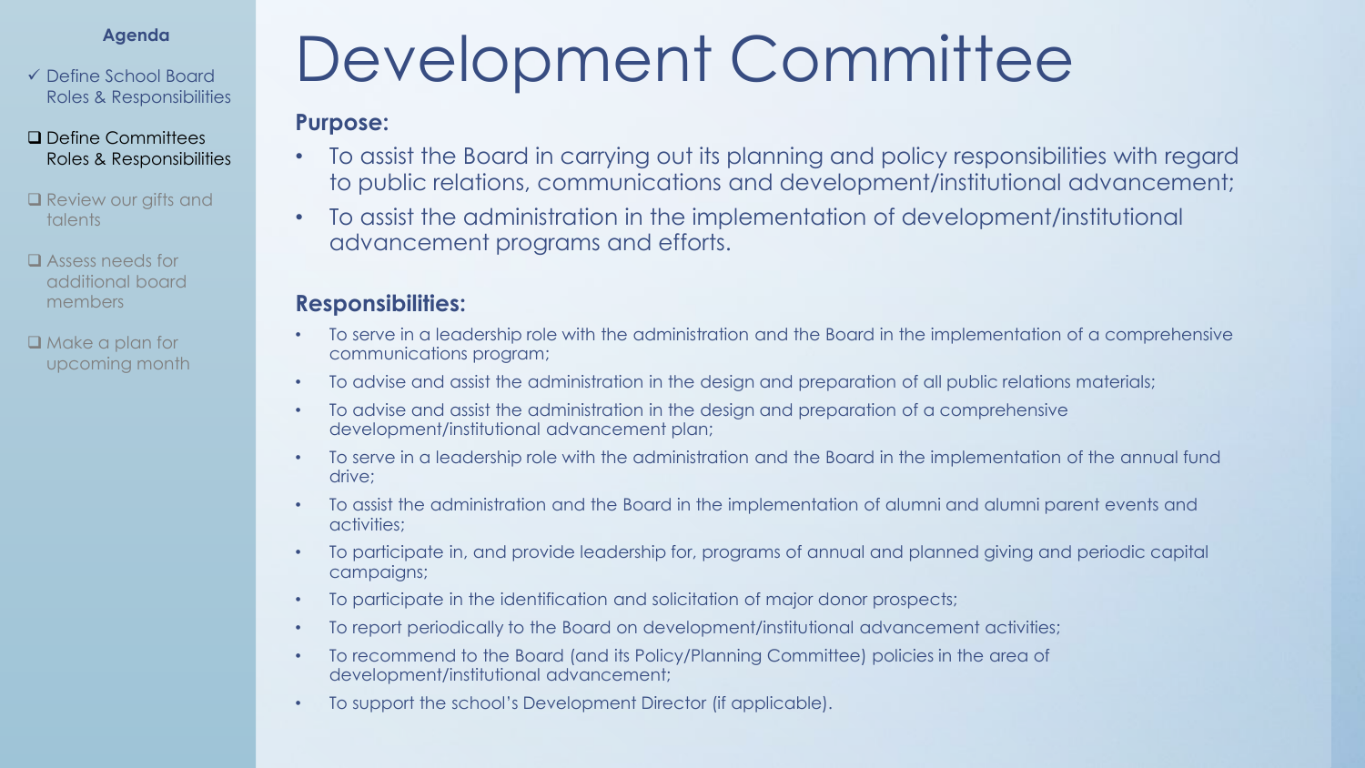**Agenda**

- ✓ Define School Board Roles & Responsibilities
- ❑ Define Committees Roles & Responsibilities
- ❑ Review our gifts and talents
- ❑ Assess needs for additional board members
- ❑ Make a plan for upcoming month

# Development Committee

**Purpose:**

- To assist the Board in carrying out its planning and policy responsibilities with regard to public relations, communications and development/institutional advancement;
- To assist the administration in the implementation of development/institutional advancement programs and efforts.

**Responsibilities:**

- To serve in a leadership role with the administration and the Board in the implementation of a comprehensive communications program;
- To advise and assist the administration in the design and preparation of all public relations materials;
- To advise and assist the administration in the design and preparation of a comprehensive development/institutional advancement plan;
- To serve in a leadership role with the administration and the Board in the implementation of the annual fund drive;
- To assist the administration and the Board in the implementation of alumni and alumni parent events and activities;
- To participate in, and provide leadership for, programs of annual and planned giving and periodic capital campaigns;
- To participate in the identification and solicitation of major donor prospects;
- To report periodically to the Board on development/institutional advancement activities;
- To recommend to the Board (and its Policy/Planning Committee) policies in the area of development/institutional advancement;
- To support the school's Development Director (if applicable).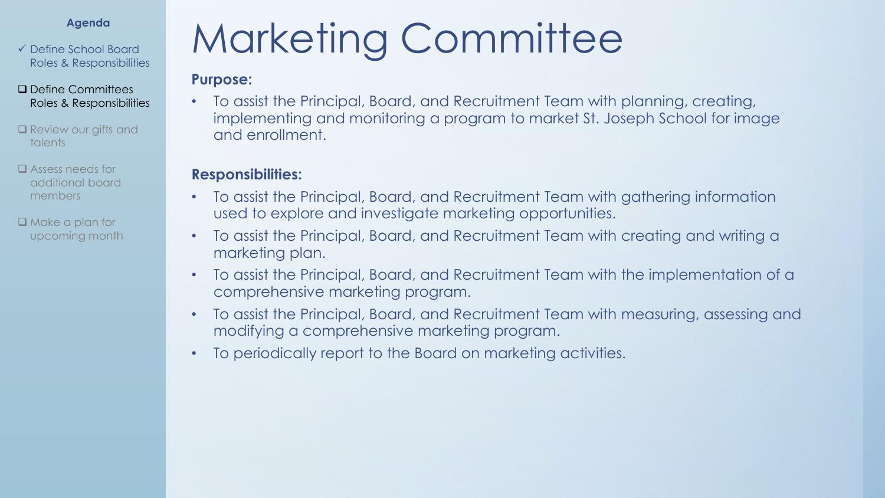**Agenda**

- ✓ Define School Board Roles & Responsibilities
- ❑ Define Committees Roles & Responsibilities
- ❑ Review our gifts and talents
- ❑ Assess needs for additional board members
- ❑ Make a plan for upcoming month

# Marketing Committee

**Purpose:**

- To assist the Principal, Board, and Recruitment Team with planning, creating, implementing and monitoring a program to market St. Joseph School for image and enrollment.

**Responsibilities:**

- To assist the Principal, Board, and Recruitment Team with gathering information used to explore and investigate marketing opportunities.
- To assist the Principal, Board, and Recruitment Team with creating and writing a marketing plan.
- To assist the Principal, Board, and Recruitment Team with the implementation of a comprehensive marketing program.
- To assist the Principal, Board, and Recruitment Team with measuring, assessing and modifying a comprehensive marketing program.
- To periodically report to the Board on marketing activities.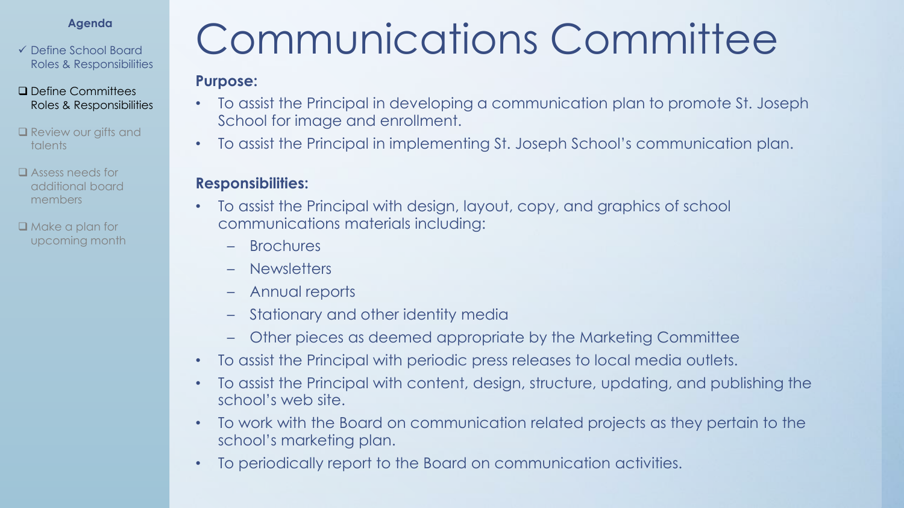**Agenda**

- ✓ Define School Board Roles & Responsibilities
- ❑ Define Committees Roles & Responsibilities
- ❑ Review our gifts and talents
- ❑ Assess needs for additional board members
- ❑ Make a plan for upcoming month

# Communications Committee

**Purpose:**

- To assist the Principal in developing a communication plan to promote St. Joseph School for image and enrollment.
- To assist the Principal in implementing St. Joseph School's communication plan.

**Responsibilities:**

- To assist the Principal with design, layout, copy, and graphics of school communications materials including:
  - Brochures
  - Newsletters
  - Annual reports
  - Stationary and other identity media
  - Other pieces as deemed appropriate by the Marketing Committee
- To assist the Principal with periodic press releases to local media outlets.
- To assist the Principal with content, design, structure, updating, and publishing the school's web site.
- To work with the Board on communication related projects as they pertain to the school's marketing plan.
- To periodically report to the Board on communication activities.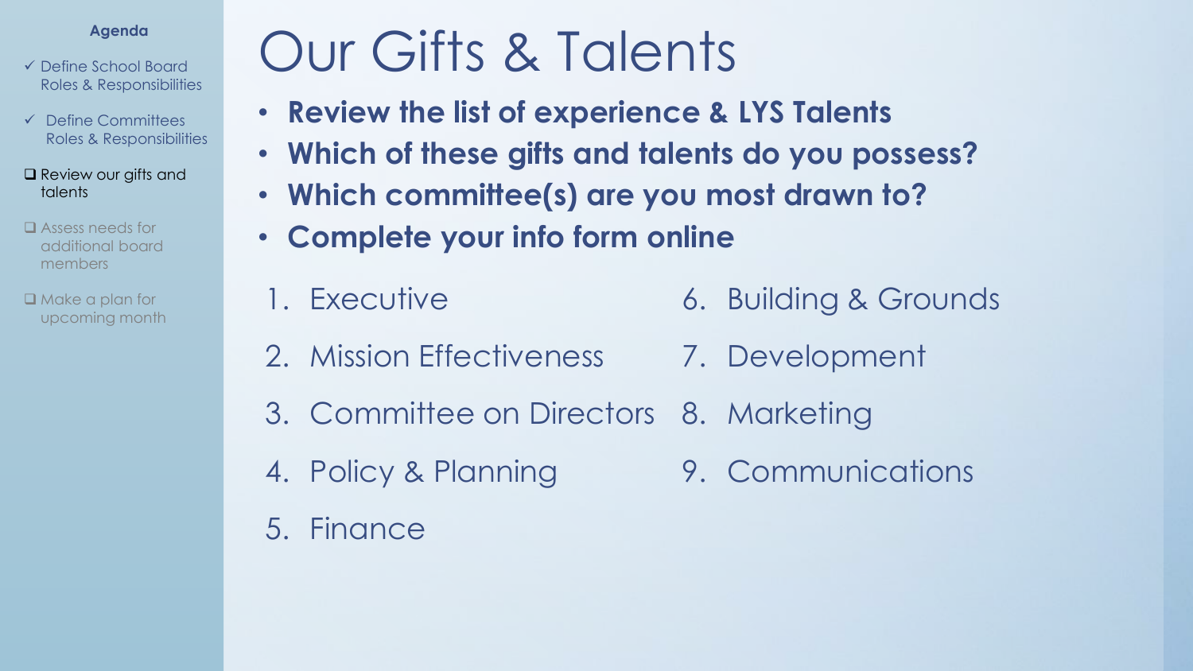**Agenda**

- ✓ Define School Board Roles & Responsibilities
- ✓ Define Committees Roles & Responsibilities
- ❑ Review our gifts and talents
- ❑ Assess needs for additional board members
- ❑ Make a plan for upcoming month

# Our Gifts & Talents

- **Review the list of experience & LYS Talents**
- **Which of these gifts and talents do you possess?**
- **Which committee(s) are you most drawn to?**
- **Complete your info form online**

1. Executive
2. Mission Effectiveness
3. Committee on Directors
4. Policy & Planning
5. Finance
6. Building & Grounds
7. Development
8. Marketing
9. Communications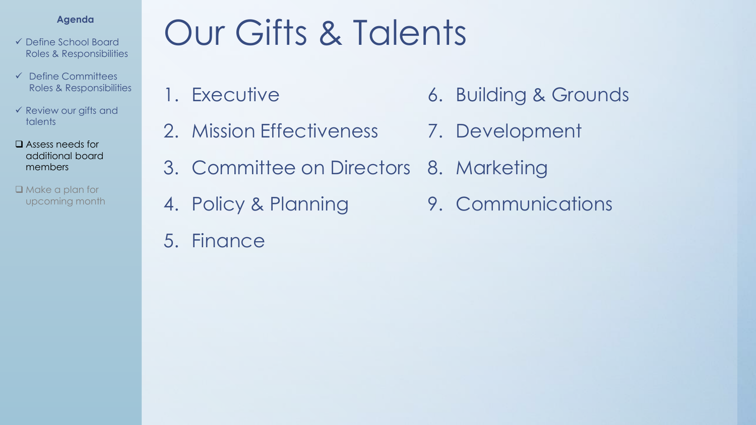**Agenda**

- ✓ Define School Board Roles & Responsibilities
- ✓ Define Committees Roles & Responsibilities
- ✓ Review our gifts and talents
- ❑ Assess needs for additional board members
- ❑ Make a plan for upcoming month

# Our Gifts & Talents

1. Executive
2. Mission Effectiveness
3. Committee on Directors
4. Policy & Planning
5. Finance
6. Building & Grounds
7. Development
8. Marketing
9. Communications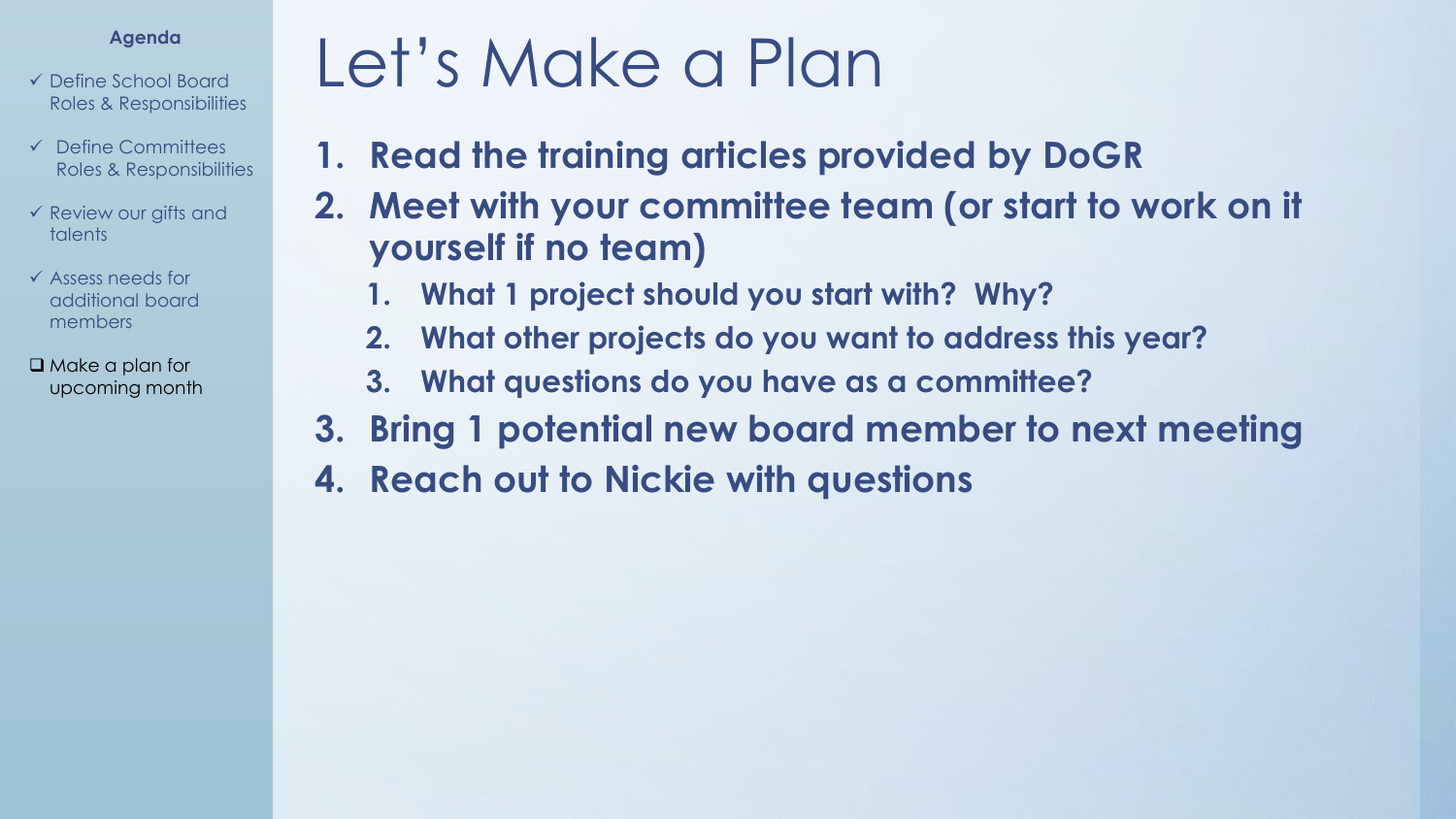**Agenda**

- ✓ Define School Board Roles & Responsibilities
- ✓ Define Committees Roles & Responsibilities
- ✓ Review our gifts and talents
- ✓ Assess needs for additional board members
- ❑ Make a plan for upcoming month

# Let's Make a Plan

1. **Read the training articles provided by DoGR**
2. **Meet with your committee team (or start to work on it yourself if no team)**
   1. **What 1 project should you start with? Why?**
   2. **What other projects do you want to address this year?**
   3. **What questions do you have as a committee?**
3. **Bring 1 potential new board member to next meeting**
4. **Reach out to Nickie with questions**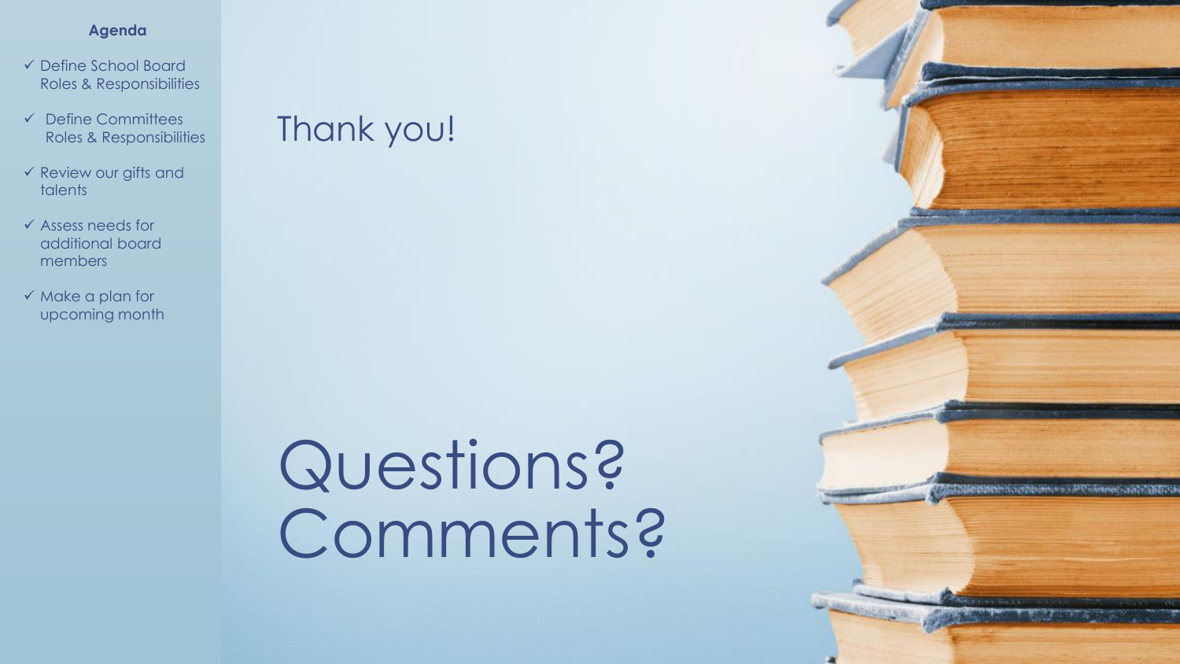**Agenda**

- ✓ Define School Board Roles & Responsibilities
- ✓ Define Committees Roles & Responsibilities
- ✓ Review our gifts and talents
- ✓ Assess needs for additional board members
- ✓ Make a plan for upcoming month

Thank you!

# Questions?
# Comments?